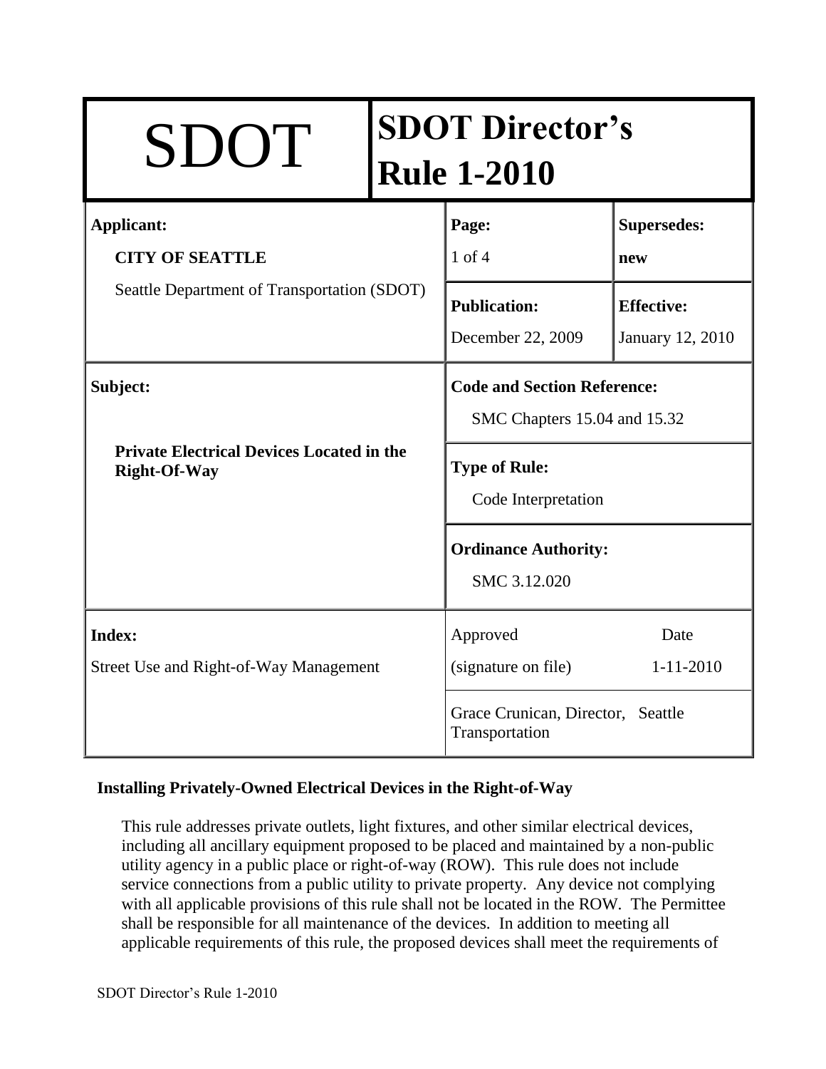| SDOT | SDOT Director's Rule 1-2010 | |
|---|---|---|
| **Applicant:** **CITY OF SEATTLE** Seattle Department of Transportation (SDOT) | **Page:** 1 of 4 | **Supersedes:** **new** |
| | **Publication:** December 22, 2009 | **Effective:** January 12, 2010 |
| **Subject:** **Private Electrical Devices Located in the Right-Of-Way** | **Code and Section Reference:** SMC Chapters 15.04 and 15.32 | |
| | **Type of Rule:** Code Interpretation | |
| | **Ordinance Authority:** SMC 3.12.020 | |
| **Index:** Street Use and Right-of-Way Management | Approved (signature on file) | Date 1-11-2010 |
| | Grace Crunican, Director, Seattle Transportation | |

**Installing Privately-Owned Electrical Devices in the Right-of-Way**

This rule addresses private outlets, light fixtures, and other similar electrical devices, including all ancillary equipment proposed to be placed and maintained by a non-public utility agency in a public place or right-of-way (ROW). This rule does not include service connections from a public utility to private property. Any device not complying with all applicable provisions of this rule shall not be located in the ROW. The Permittee shall be responsible for all maintenance of the devices. In addition to meeting all applicable requirements of this rule, the proposed devices shall meet the requirements of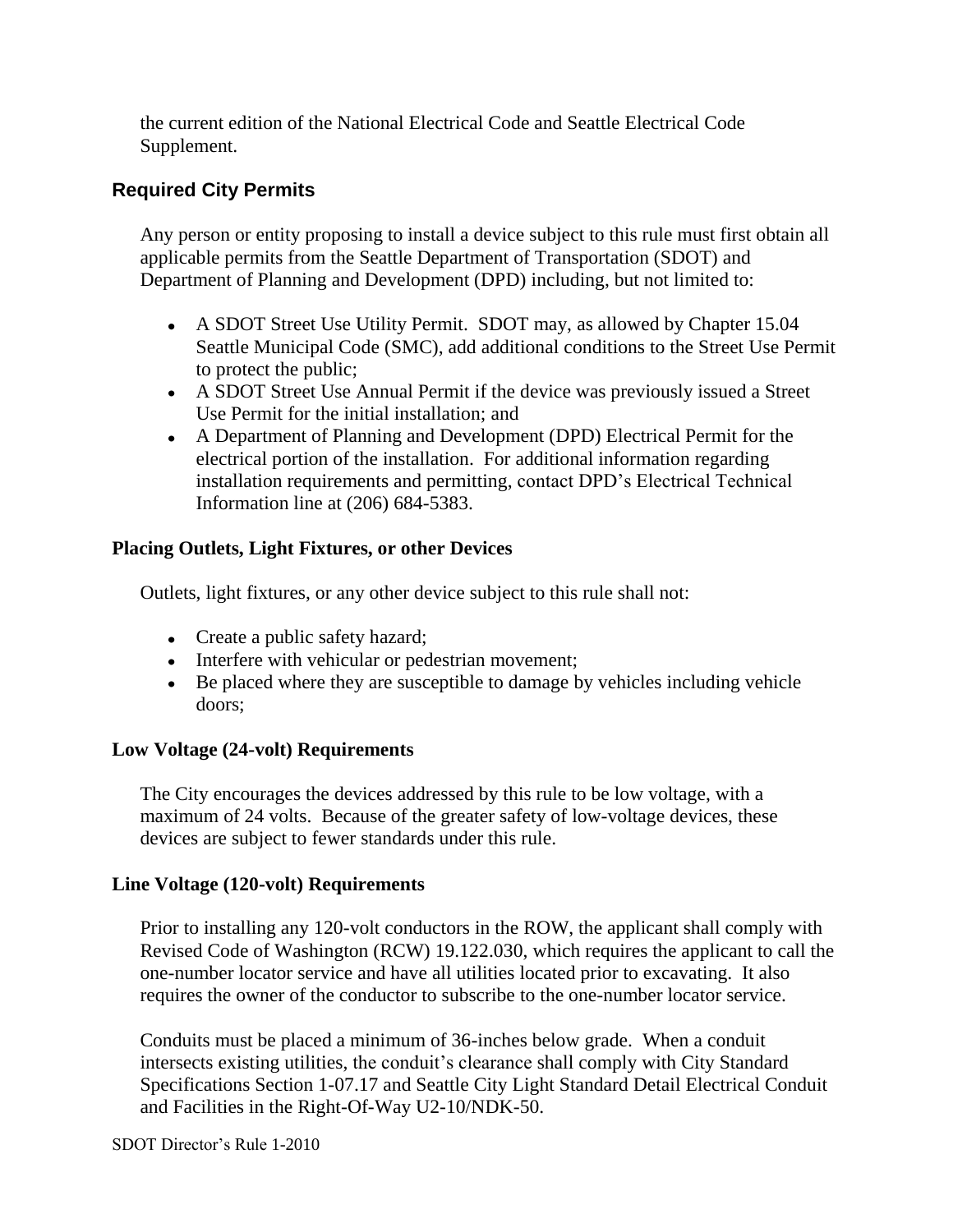the current edition of the National Electrical Code and Seattle Electrical Code Supplement.

## Required City Permits

Any person or entity proposing to install a device subject to this rule must first obtain all applicable permits from the Seattle Department of Transportation (SDOT) and Department of Planning and Development (DPD) including, but not limited to:

- A SDOT Street Use Utility Permit. SDOT may, as allowed by Chapter 15.04 Seattle Municipal Code (SMC), add additional conditions to the Street Use Permit to protect the public;
- A SDOT Street Use Annual Permit if the device was previously issued a Street Use Permit for the initial installation; and
- A Department of Planning and Development (DPD) Electrical Permit for the electrical portion of the installation. For additional information regarding installation requirements and permitting, contact DPD's Electrical Technical Information line at (206) 684-5383.

### Placing Outlets, Light Fixtures, or other Devices

Outlets, light fixtures, or any other device subject to this rule shall not:

- Create a public safety hazard;
- Interfere with vehicular or pedestrian movement;
- Be placed where they are susceptible to damage by vehicles including vehicle doors;

### Low Voltage (24-volt) Requirements

The City encourages the devices addressed by this rule to be low voltage, with a maximum of 24 volts. Because of the greater safety of low-voltage devices, these devices are subject to fewer standards under this rule.

### Line Voltage (120-volt) Requirements

Prior to installing any 120-volt conductors in the ROW, the applicant shall comply with Revised Code of Washington (RCW) 19.122.030, which requires the applicant to call the one-number locator service and have all utilities located prior to excavating. It also requires the owner of the conductor to subscribe to the one-number locator service.

Conduits must be placed a minimum of 36-inches below grade. When a conduit intersects existing utilities, the conduit's clearance shall comply with City Standard Specifications Section 1-07.17 and Seattle City Light Standard Detail Electrical Conduit and Facilities in the Right-Of-Way U2-10/NDK-50.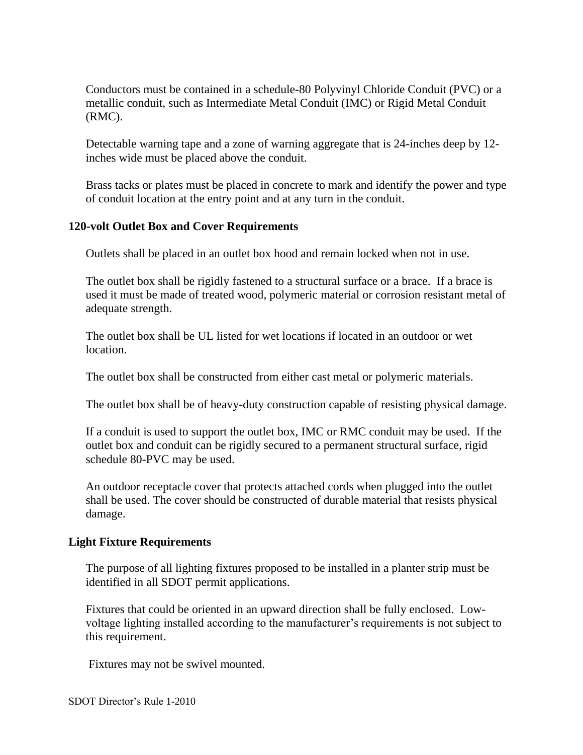Conductors must be contained in a schedule-80 Polyvinyl Chloride Conduit (PVC) or a metallic conduit, such as Intermediate Metal Conduit (IMC) or Rigid Metal Conduit (RMC).

Detectable warning tape and a zone of warning aggregate that is 24-inches deep by 12-inches wide must be placed above the conduit.

Brass tacks or plates must be placed in concrete to mark and identify the power and type of conduit location at the entry point and at any turn in the conduit.

### 120-volt Outlet Box and Cover Requirements

Outlets shall be placed in an outlet box hood and remain locked when not in use.

The outlet box shall be rigidly fastened to a structural surface or a brace. If a brace is used it must be made of treated wood, polymeric material or corrosion resistant metal of adequate strength.

The outlet box shall be UL listed for wet locations if located in an outdoor or wet location.

The outlet box shall be constructed from either cast metal or polymeric materials.

The outlet box shall be of heavy-duty construction capable of resisting physical damage.

If a conduit is used to support the outlet box, IMC or RMC conduit may be used. If the outlet box and conduit can be rigidly secured to a permanent structural surface, rigid schedule 80-PVC may be used.

An outdoor receptacle cover that protects attached cords when plugged into the outlet shall be used. The cover should be constructed of durable material that resists physical damage.

### Light Fixture Requirements

The purpose of all lighting fixtures proposed to be installed in a planter strip must be identified in all SDOT permit applications.

Fixtures that could be oriented in an upward direction shall be fully enclosed. Low-voltage lighting installed according to the manufacturer's requirements is not subject to this requirement.

Fixtures may not be swivel mounted.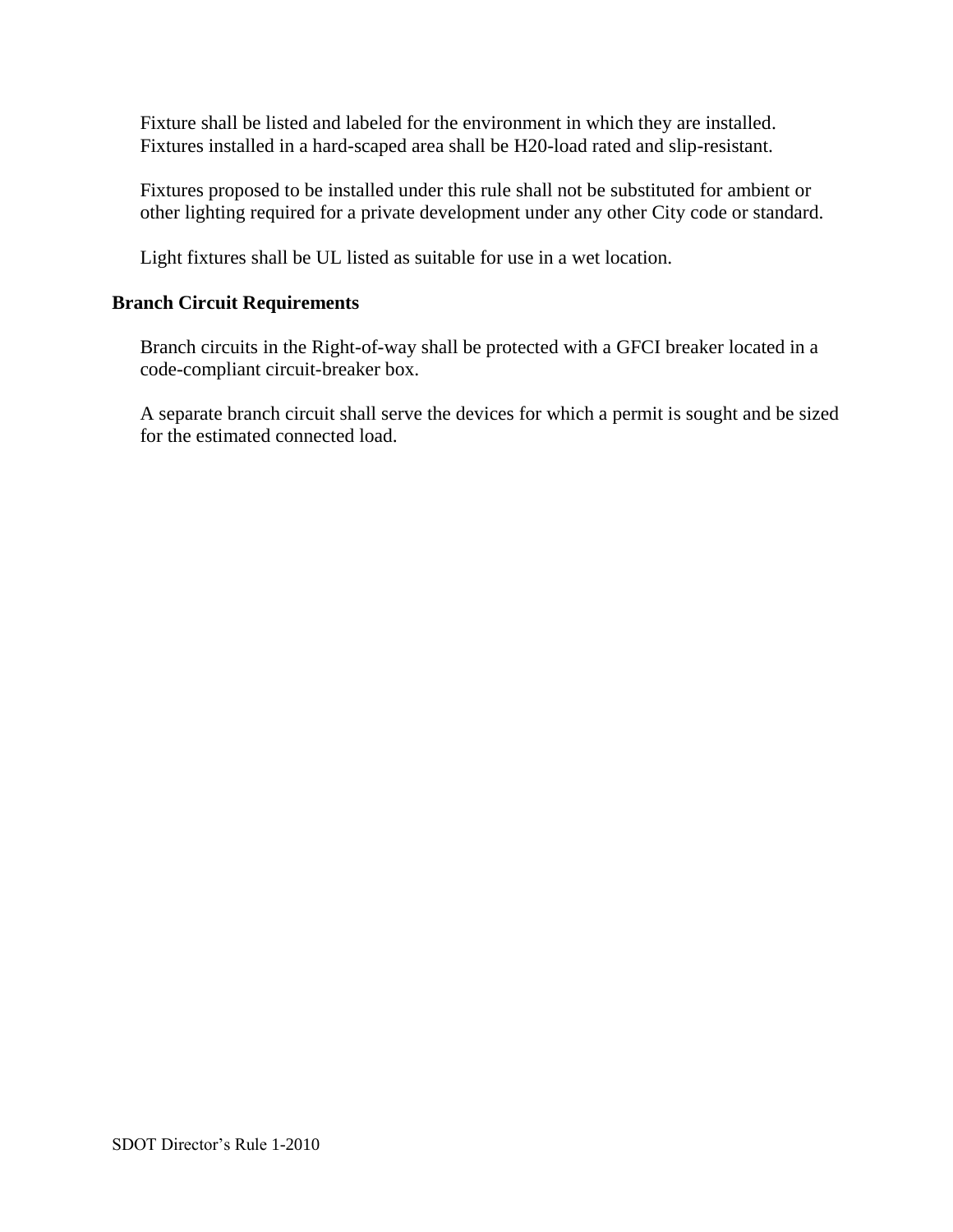Fixture shall be listed and labeled for the environment in which they are installed. Fixtures installed in a hard-scaped area shall be H20-load rated and slip-resistant.

Fixtures proposed to be installed under this rule shall not be substituted for ambient or other lighting required for a private development under any other City code or standard.

Light fixtures shall be UL listed as suitable for use in a wet location.

**Branch Circuit Requirements**

Branch circuits in the Right-of-way shall be protected with a GFCI breaker located in a code-compliant circuit-breaker box.

A separate branch circuit shall serve the devices for which a permit is sought and be sized for the estimated connected load.